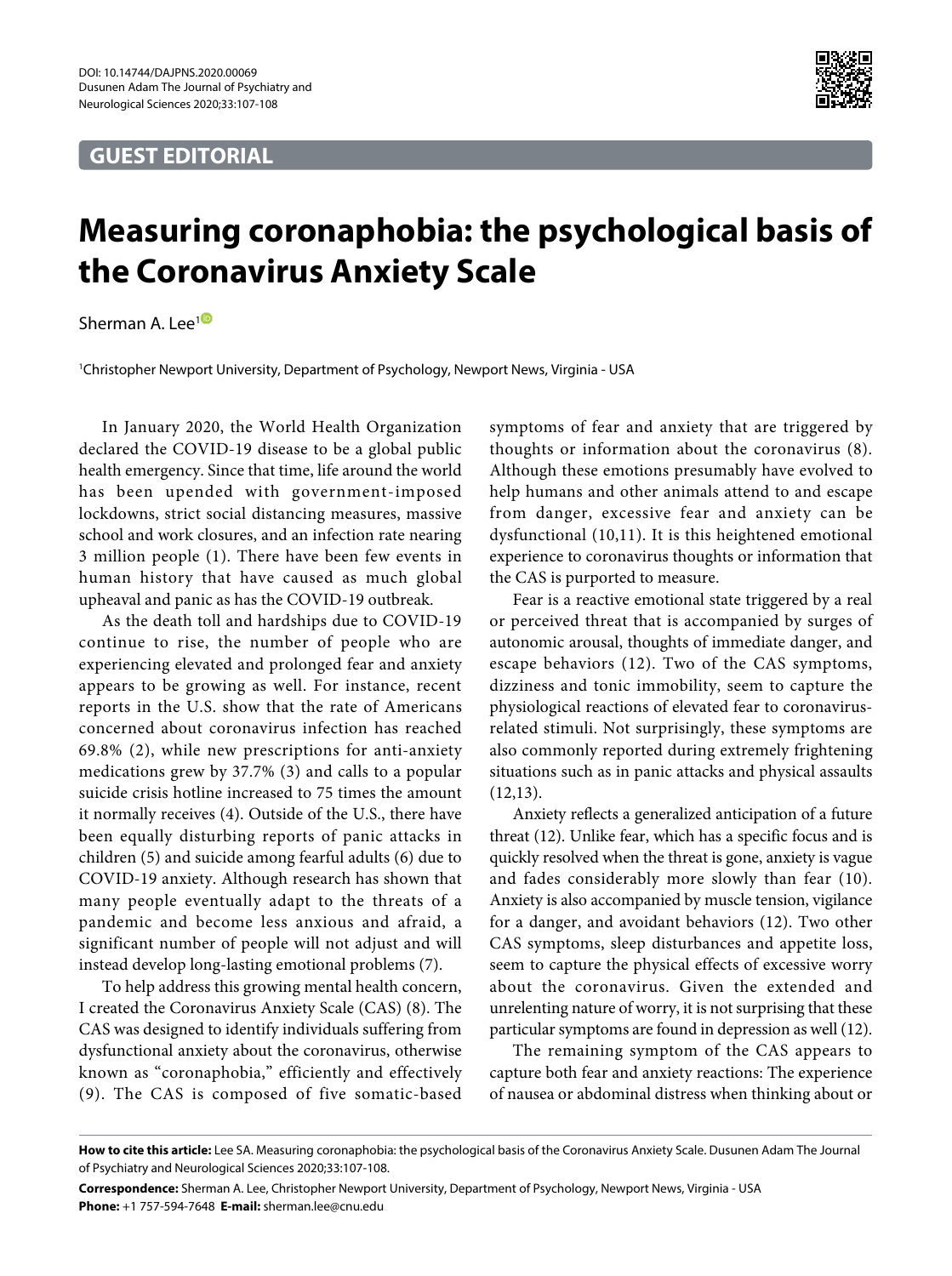DOI: 10.14744/DAJPNS.2020.00069
Dusunen Adam The Journal of Psychiatry and Neurological Sciences 2020;33:107-108

**GUEST EDITORIAL**

# Measuring coronaphobia: the psychological basis of the Coronavirus Anxiety Scale

Sherman A. Lee[1]

[1]Christopher Newport University, Department of Psychology, Newport News, Virginia - USA

In January 2020, the World Health Organization declared the COVID-19 disease to be a global public health emergency. Since that time, life around the world has been upended with government-imposed lockdowns, strict social distancing measures, massive school and work closures, and an infection rate nearing 3 million people (1). There have been few events in human history that have caused as much global upheaval and panic as has the COVID-19 outbreak.

As the death toll and hardships due to COVID-19 continue to rise, the number of people who are experiencing elevated and prolonged fear and anxiety appears to be growing as well. For instance, recent reports in the U.S. show that the rate of Americans concerned about coronavirus infection has reached 69.8% (2), while new prescriptions for anti-anxiety medications grew by 37.7% (3) and calls to a popular suicide crisis hotline increased to 75 times the amount it normally receives (4). Outside of the U.S., there have been equally disturbing reports of panic attacks in children (5) and suicide among fearful adults (6) due to COVID-19 anxiety. Although research has shown that many people eventually adapt to the threats of a pandemic and become less anxious and afraid, a significant number of people will not adjust and will instead develop long-lasting emotional problems (7).

To help address this growing mental health concern, I created the Coronavirus Anxiety Scale (CAS) (8). The CAS was designed to identify individuals suffering from dysfunctional anxiety about the coronavirus, otherwise known as "coronaphobia," efficiently and effectively (9). The CAS is composed of five somatic-based symptoms of fear and anxiety that are triggered by thoughts or information about the coronavirus (8). Although these emotions presumably have evolved to help humans and other animals attend to and escape from danger, excessive fear and anxiety can be dysfunctional (10,11). It is this heightened emotional experience to coronavirus thoughts or information that the CAS is purported to measure.

Fear is a reactive emotional state triggered by a real or perceived threat that is accompanied by surges of autonomic arousal, thoughts of immediate danger, and escape behaviors (12). Two of the CAS symptoms, dizziness and tonic immobility, seem to capture the physiological reactions of elevated fear to coronavirus-related stimuli. Not surprisingly, these symptoms are also commonly reported during extremely frightening situations such as in panic attacks and physical assaults (12,13).

Anxiety reflects a generalized anticipation of a future threat (12). Unlike fear, which has a specific focus and is quickly resolved when the threat is gone, anxiety is vague and fades considerably more slowly than fear (10). Anxiety is also accompanied by muscle tension, vigilance for a danger, and avoidant behaviors (12). Two other CAS symptoms, sleep disturbances and appetite loss, seem to capture the physical effects of excessive worry about the coronavirus. Given the extended and unrelenting nature of worry, it is not surprising that these particular symptoms are found in depression as well (12).

The remaining symptom of the CAS appears to capture both fear and anxiety reactions: The experience of nausea or abdominal distress when thinking about or

**How to cite this article:** Lee SA. Measuring coronaphobia: the psychological basis of the Coronavirus Anxiety Scale. Dusunen Adam The Journal of Psychiatry and Neurological Sciences 2020;33:107-108.

**Correspondence:** Sherman A. Lee, Christopher Newport University, Department of Psychology, Newport News, Virginia - USA
**Phone:** +1 757-594-7648 **E-mail:** sherman.lee@cnu.edu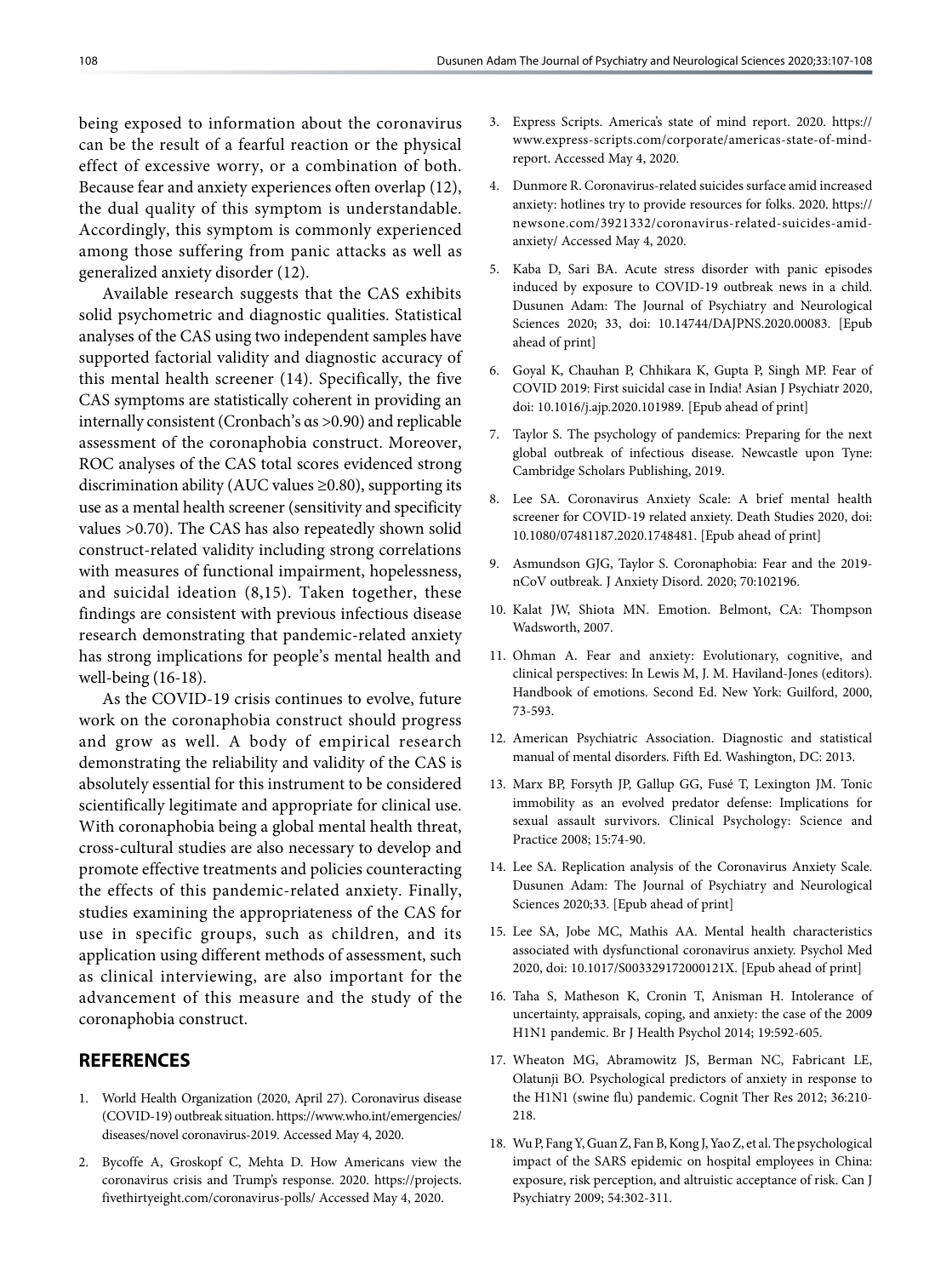being exposed to information about the coronavirus can be the result of a fearful reaction or the physical effect of excessive worry, or a combination of both. Because fear and anxiety experiences often overlap (12), the dual quality of this symptom is understandable. Accordingly, this symptom is commonly experienced among those suffering from panic attacks as well as generalized anxiety disorder (12).

Available research suggests that the CAS exhibits solid psychometric and diagnostic qualities. Statistical analyses of the CAS using two independent samples have supported factorial validity and diagnostic accuracy of this mental health screener (14). Specifically, the five CAS symptoms are statistically coherent in providing an internally consistent (Cronbach's αs >0.90) and replicable assessment of the coronaphobia construct. Moreover, ROC analyses of the CAS total scores evidenced strong discrimination ability (AUC values ≥0.80), supporting its use as a mental health screener (sensitivity and specificity values >0.70). The CAS has also repeatedly shown solid construct-related validity including strong correlations with measures of functional impairment, hopelessness, and suicidal ideation (8,15). Taken together, these findings are consistent with previous infectious disease research demonstrating that pandemic-related anxiety has strong implications for people's mental health and well-being (16-18).

As the COVID-19 crisis continues to evolve, future work on the coronaphobia construct should progress and grow as well. A body of empirical research demonstrating the reliability and validity of the CAS is absolutely essential for this instrument to be considered scientifically legitimate and appropriate for clinical use. With coronaphobia being a global mental health threat, cross-cultural studies are also necessary to develop and promote effective treatments and policies counteracting the effects of this pandemic-related anxiety. Finally, studies examining the appropriateness of the CAS for use in specific groups, such as children, and its application using different methods of assessment, such as clinical interviewing, are also important for the advancement of this measure and the study of the coronaphobia construct.

## REFERENCES

1. World Health Organization (2020, April 27). Coronavirus disease (COVID-19) outbreak situation. https://www.who.int/emergencies/diseases/novel coronavirus-2019. Accessed May 4, 2020.
2. Bycoffe A, Groskopf C, Mehta D. How Americans view the coronavirus crisis and Trump's response. 2020. https://projects.fivethirtyeight.com/coronavirus-polls/ Accessed May 4, 2020.
3. Express Scripts. America's state of mind report. 2020. https://www.express-scripts.com/corporate/americas-state-of-mind-report. Accessed May 4, 2020.
4. Dunmore R. Coronavirus-related suicides surface amid increased anxiety: hotlines try to provide resources for folks. 2020. https://newsone.com/3921332/coronavirus-related-suicides-amid-anxiety/ Accessed May 4, 2020.
5. Kaba D, Sari BA. Acute stress disorder with panic episodes induced by exposure to COVID-19 outbreak news in a child. Dusunen Adam: The Journal of Psychiatry and Neurological Sciences 2020; 33, doi: 10.14744/DAJPNS.2020.00083. [Epub ahead of print]
6. Goyal K, Chauhan P, Chhikara K, Gupta P, Singh MP. Fear of COVID 2019: First suicidal case in India! Asian J Psychiatr 2020, doi: 10.1016/j.ajp.2020.101989. [Epub ahead of print]
7. Taylor S. The psychology of pandemics: Preparing for the next global outbreak of infectious disease. Newcastle upon Tyne: Cambridge Scholars Publishing, 2019.
8. Lee SA. Coronavirus Anxiety Scale: A brief mental health screener for COVID-19 related anxiety. Death Studies 2020, doi: 10.1080/07481187.2020.1748481. [Epub ahead of print]
9. Asmundson GJG, Taylor S. Coronaphobia: Fear and the 2019-nCoV outbreak. J Anxiety Disord. 2020; 70:102196.
10. Kalat JW, Shiota MN. Emotion. Belmont, CA: Thompson Wadsworth, 2007.
11. Ohman A. Fear and anxiety: Evolutionary, cognitive, and clinical perspectives: In Lewis M, J. M. Haviland-Jones (editors). Handbook of emotions. Second Ed. New York: Guilford, 2000, 73-593.
12. American Psychiatric Association. Diagnostic and statistical manual of mental disorders. Fifth Ed. Washington, DC: 2013.
13. Marx BP, Forsyth JP, Gallup GG, Fusé T, Lexington JM. Tonic immobility as an evolved predator defense: Implications for sexual assault survivors. Clinical Psychology: Science and Practice 2008; 15:74-90.
14. Lee SA. Replication analysis of the Coronavirus Anxiety Scale. Dusunen Adam: The Journal of Psychiatry and Neurological Sciences 2020;33. [Epub ahead of print]
15. Lee SA, Jobe MC, Mathis AA. Mental health characteristics associated with dysfunctional coronavirus anxiety. Psychol Med 2020, doi: 10.1017/S003329172000121X. [Epub ahead of print]
16. Taha S, Matheson K, Cronin T, Anisman H. Intolerance of uncertainty, appraisals, coping, and anxiety: the case of the 2009 H1N1 pandemic. Br J Health Psychol 2014; 19:592-605.
17. Wheaton MG, Abramowitz JS, Berman NC, Fabricant LE, Olatunji BO. Psychological predictors of anxiety in response to the H1N1 (swine flu) pandemic. Cognit Ther Res 2012; 36:210-218.
18. Wu P, Fang Y, Guan Z, Fan B, Kong J, Yao Z, et al. The psychological impact of the SARS epidemic on hospital employees in China: exposure, risk perception, and altruistic acceptance of risk. Can J Psychiatry 2009; 54:302-311.